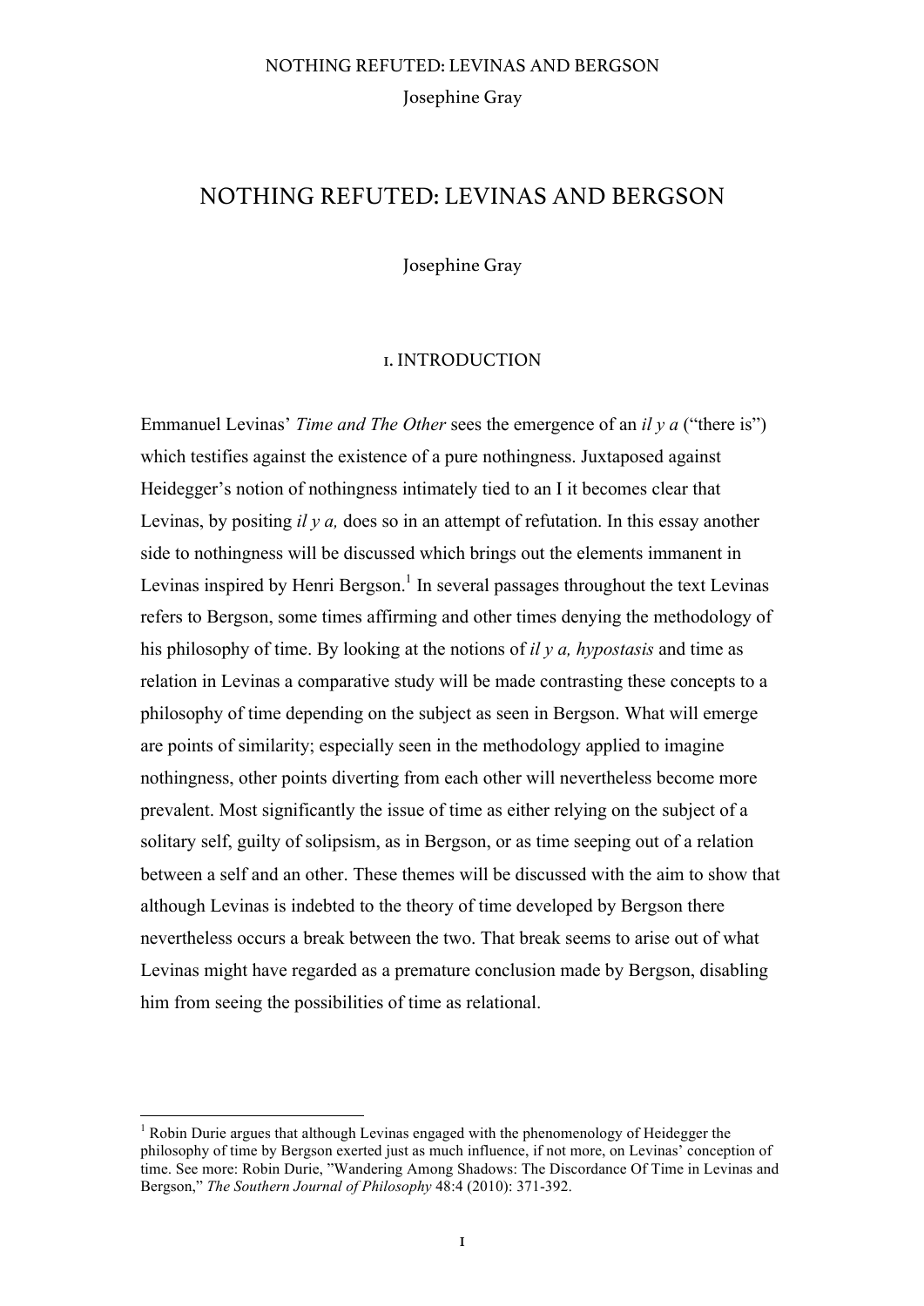# NOTHING REFUTED: LEVINAS AND BERGSON

Josephine Gray

## 1. INTRODUCTION

Emmanuel Levinas' *Time and The Other* sees the emergence of an *il y a* ("there is") which testifies against the existence of a pure nothingness. Juxtaposed against Heidegger's notion of nothingness intimately tied to an I it becomes clear that Levinas, by positing *il y a,* does so in an attempt of refutation. In this essay another side to nothingness will be discussed which brings out the elements immanent in Levinas inspired by Henri Bergson.[1] In several passages throughout the text Levinas refers to Bergson, some times affirming and other times denying the methodology of his philosophy of time. By looking at the notions of *il y a, hypostasis* and time as relation in Levinas a comparative study will be made contrasting these concepts to a philosophy of time depending on the subject as seen in Bergson. What will emerge are points of similarity; especially seen in the methodology applied to imagine nothingness, other points diverting from each other will nevertheless become more prevalent. Most significantly the issue of time as either relying on the subject of a solitary self, guilty of solipsism, as in Bergson, or as time seeping out of a relation between a self and an other. These themes will be discussed with the aim to show that although Levinas is indebted to the theory of time developed by Bergson there nevertheless occurs a break between the two. That break seems to arise out of what Levinas might have regarded as a premature conclusion made by Bergson, disabling him from seeing the possibilities of time as relational.

---

[1] Robin Durie argues that although Levinas engaged with the phenomenology of Heidegger the philosophy of time by Bergson exerted just as much influence, if not more, on Levinas' conception of time. See more: Robin Durie, "Wandering Among Shadows: The Discordance Of Time in Levinas and Bergson," *The Southern Journal of Philosophy* 48:4 (2010): 371-392.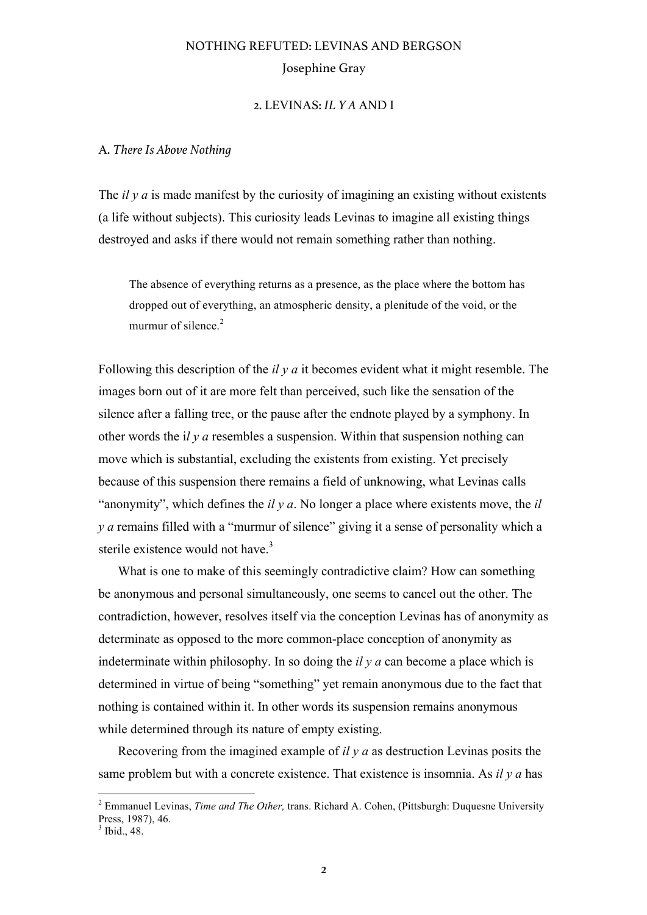# NOTHING REFUTED: LEVINAS AND BERGSON

Josephine Gray

## 2. LEVINAS: *IL Y A* AND I

### A. *There Is Above Nothing*

The *il y a* is made manifest by the curiosity of imagining an existing without existents (a life without subjects). This curiosity leads Levinas to imagine all existing things destroyed and asks if there would not remain something rather than nothing.

> The absence of everything returns as a presence, as the place where the bottom has dropped out of everything, an atmospheric density, a plenitude of the void, or the murmur of silence.[2]

Following this description of the *il y a* it becomes evident what it might resemble. The images born out of it are more felt than perceived, such like the sensation of the silence after a falling tree, or the pause after the endnote played by a symphony. In other words the i*l y a* resembles a suspension. Within that suspension nothing can move which is substantial, excluding the existents from existing. Yet precisely because of this suspension there remains a field of unknowing, what Levinas calls "anonymity", which defines the *il y a*. No longer a place where existents move, the *il y a* remains filled with a "murmur of silence" giving it a sense of personality which a sterile existence would not have.[3]

What is one to make of this seemingly contradictive claim? How can something be anonymous and personal simultaneously, one seems to cancel out the other. The contradiction, however, resolves itself via the conception Levinas has of anonymity as determinate as opposed to the more common-place conception of anonymity as indeterminate within philosophy. In so doing the *il y a* can become a place which is determined in virtue of being "something" yet remain anonymous due to the fact that nothing is contained within it. In other words its suspension remains anonymous while determined through its nature of empty existing.

Recovering from the imagined example of *il y a* as destruction Levinas posits the same problem but with a concrete existence. That existence is insomnia. As *il y a* has

---

[2] Emmanuel Levinas, *Time and The Other,* trans. Richard A. Cohen, (Pittsburgh: Duquesne University Press, 1987), 46.

[3] Ibid., 48.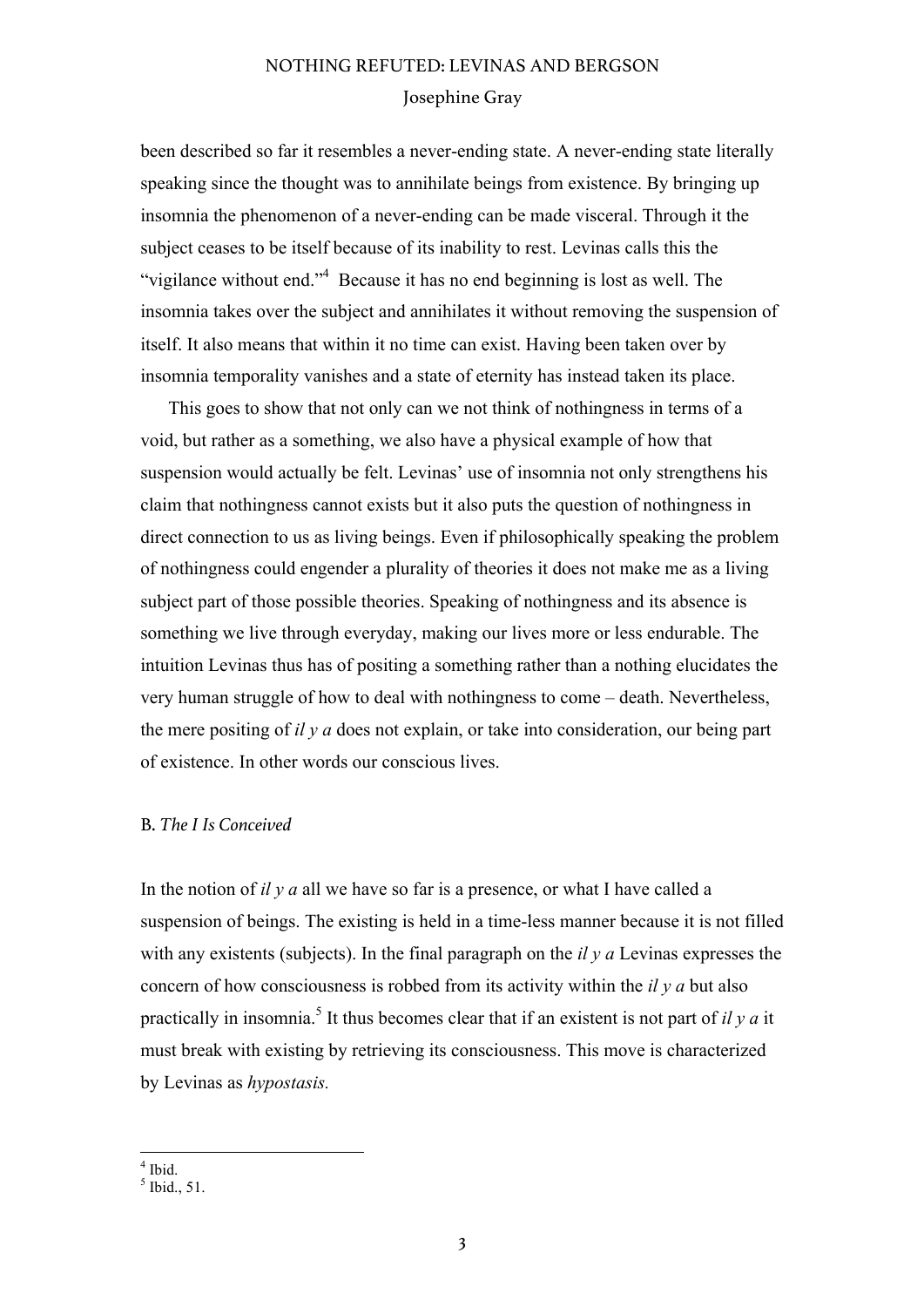been described so far it resembles a never-ending state. A never-ending state literally speaking since the thought was to annihilate beings from existence. By bringing up insomnia the phenomenon of a never-ending can be made visceral. Through it the subject ceases to be itself because of its inability to rest. Levinas calls this the "vigilance without end."[4] Because it has no end beginning is lost as well. The insomnia takes over the subject and annihilates it without removing the suspension of itself. It also means that within it no time can exist. Having been taken over by insomnia temporality vanishes and a state of eternity has instead taken its place.

This goes to show that not only can we not think of nothingness in terms of a void, but rather as a something, we also have a physical example of how that suspension would actually be felt. Levinas' use of insomnia not only strengthens his claim that nothingness cannot exists but it also puts the question of nothingness in direct connection to us as living beings. Even if philosophically speaking the problem of nothingness could engender a plurality of theories it does not make me as a living subject part of those possible theories. Speaking of nothingness and its absence is something we live through everyday, making our lives more or less endurable. The intuition Levinas thus has of positing a something rather than a nothing elucidates the very human struggle of how to deal with nothingness to come – death. Nevertheless, the mere positing of *il y a* does not explain, or take into consideration, our being part of existence. In other words our conscious lives.

### B. *The I Is Conceived*

In the notion of *il y a* all we have so far is a presence, or what I have called a suspension of beings. The existing is held in a time-less manner because it is not filled with any existents (subjects). In the final paragraph on the *il y a* Levinas expresses the concern of how consciousness is robbed from its activity within the *il y a* but also practically in insomnia.[5] It thus becomes clear that if an existent is not part of *il y a* it must break with existing by retrieving its consciousness. This move is characterized by Levinas as *hypostasis.*

---

[4] Ibid.

[5] Ibid., 51.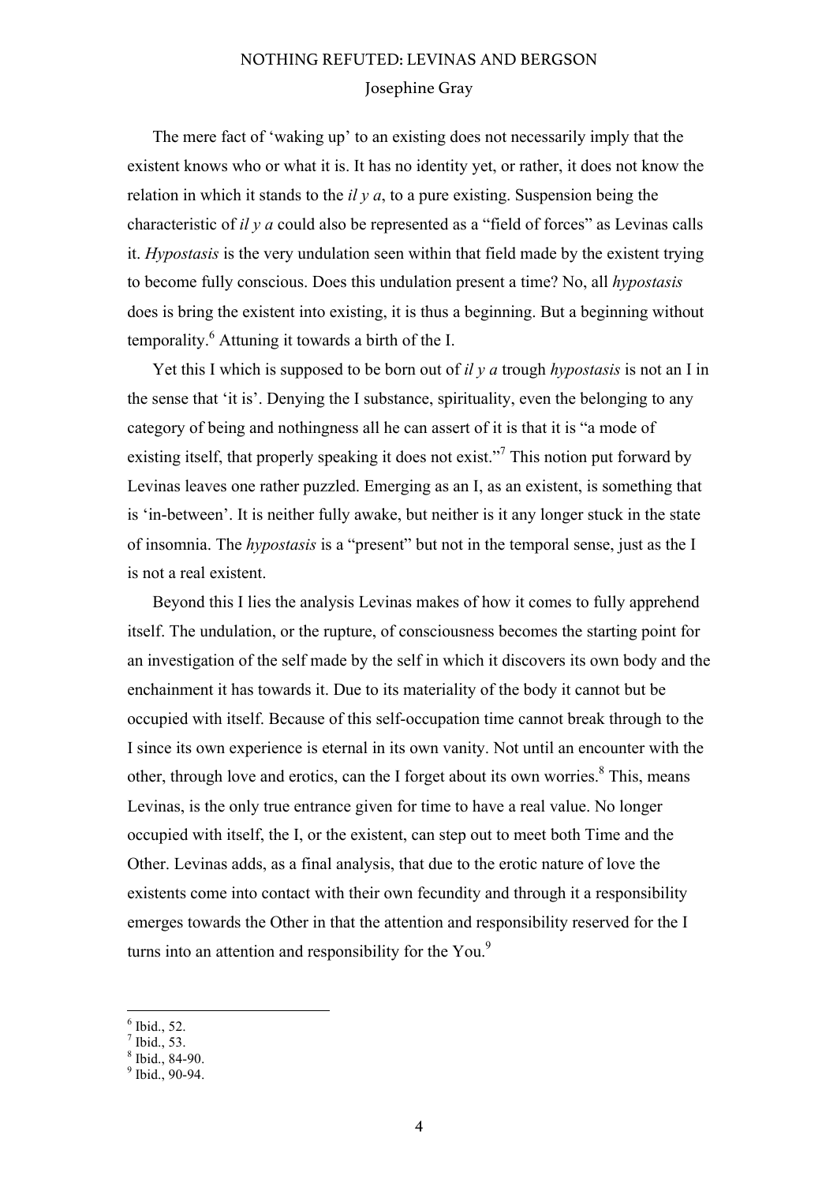The mere fact of 'waking up' to an existing does not necessarily imply that the existent knows who or what it is. It has no identity yet, or rather, it does not know the relation in which it stands to the *il y a*, to a pure existing. Suspension being the characteristic of *il y a* could also be represented as a "field of forces" as Levinas calls it. *Hypostasis* is the very undulation seen within that field made by the existent trying to become fully conscious. Does this undulation present a time? No, all *hypostasis* does is bring the existent into existing, it is thus a beginning. But a beginning without temporality.[6] Attuning it towards a birth of the I.

Yet this I which is supposed to be born out of *il y a* trough *hypostasis* is not an I in the sense that 'it is'. Denying the I substance, spirituality, even the belonging to any category of being and nothingness all he can assert of it is that it is "a mode of existing itself, that properly speaking it does not exist."[7] This notion put forward by Levinas leaves one rather puzzled. Emerging as an I, as an existent, is something that is 'in-between'. It is neither fully awake, but neither is it any longer stuck in the state of insomnia. The *hypostasis* is a "present" but not in the temporal sense, just as the I is not a real existent.

Beyond this I lies the analysis Levinas makes of how it comes to fully apprehend itself. The undulation, or the rupture, of consciousness becomes the starting point for an investigation of the self made by the self in which it discovers its own body and the enchainment it has towards it. Due to its materiality of the body it cannot but be occupied with itself. Because of this self-occupation time cannot break through to the I since its own experience is eternal in its own vanity. Not until an encounter with the other, through love and erotics, can the I forget about its own worries.[8] This, means Levinas, is the only true entrance given for time to have a real value. No longer occupied with itself, the I, or the existent, can step out to meet both Time and the Other. Levinas adds, as a final analysis, that due to the erotic nature of love the existents come into contact with their own fecundity and through it a responsibility emerges towards the Other in that the attention and responsibility reserved for the I turns into an attention and responsibility for the You.[9]

---

[6] Ibid., 52.
[7] Ibid., 53.
[8] Ibid., 84-90.
[9] Ibid., 90-94.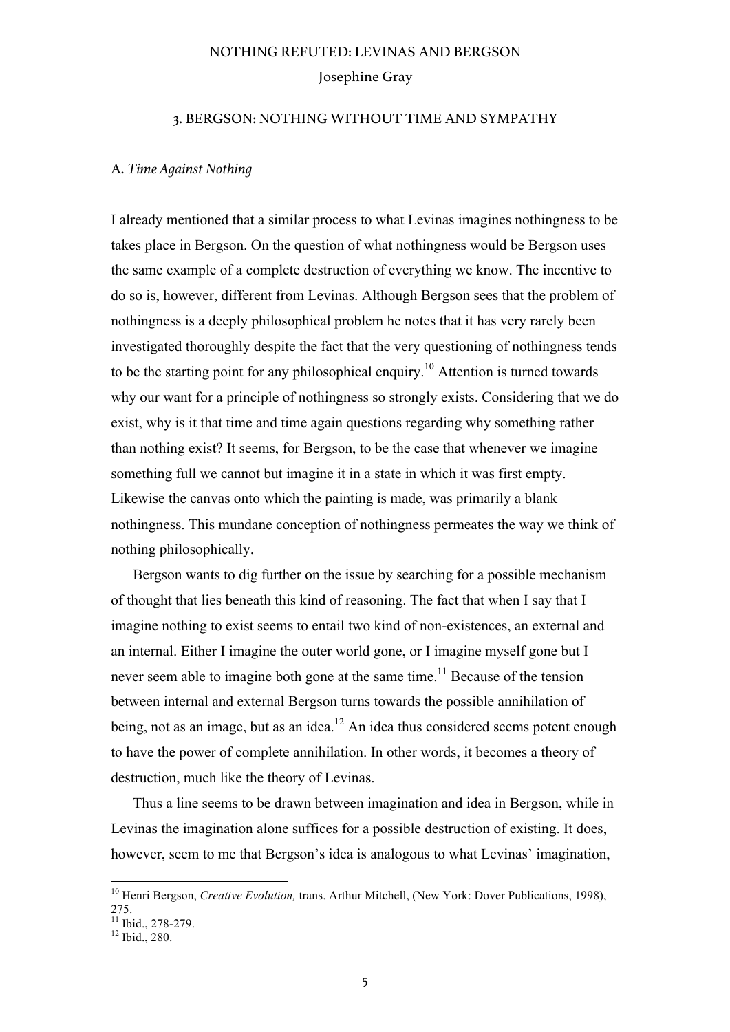## 3. BERGSON: NOTHING WITHOUT TIME AND SYMPATHY

### A. *Time Against Nothing*

I already mentioned that a similar process to what Levinas imagines nothingness to be takes place in Bergson. On the question of what nothingness would be Bergson uses the same example of a complete destruction of everything we know. The incentive to do so is, however, different from Levinas. Although Bergson sees that the problem of nothingness is a deeply philosophical problem he notes that it has very rarely been investigated thoroughly despite the fact that the very questioning of nothingness tends to be the starting point for any philosophical enquiry.[10] Attention is turned towards why our want for a principle of nothingness so strongly exists. Considering that we do exist, why is it that time and time again questions regarding why something rather than nothing exist? It seems, for Bergson, to be the case that whenever we imagine something full we cannot but imagine it in a state in which it was first empty. Likewise the canvas onto which the painting is made, was primarily a blank nothingness. This mundane conception of nothingness permeates the way we think of nothing philosophically.

Bergson wants to dig further on the issue by searching for a possible mechanism of thought that lies beneath this kind of reasoning. The fact that when I say that I imagine nothing to exist seems to entail two kind of non-existences, an external and an internal. Either I imagine the outer world gone, or I imagine myself gone but I never seem able to imagine both gone at the same time.[11] Because of the tension between internal and external Bergson turns towards the possible annihilation of being, not as an image, but as an idea.[12] An idea thus considered seems potent enough to have the power of complete annihilation. In other words, it becomes a theory of destruction, much like the theory of Levinas.

Thus a line seems to be drawn between imagination and idea in Bergson, while in Levinas the imagination alone suffices for a possible destruction of existing. It does, however, seem to me that Bergson's idea is analogous to what Levinas' imagination,

---

[10] Henri Bergson, *Creative Evolution,* trans. Arthur Mitchell, (New York: Dover Publications, 1998), 275.

[11] Ibid., 278-279.

[12] Ibid., 280.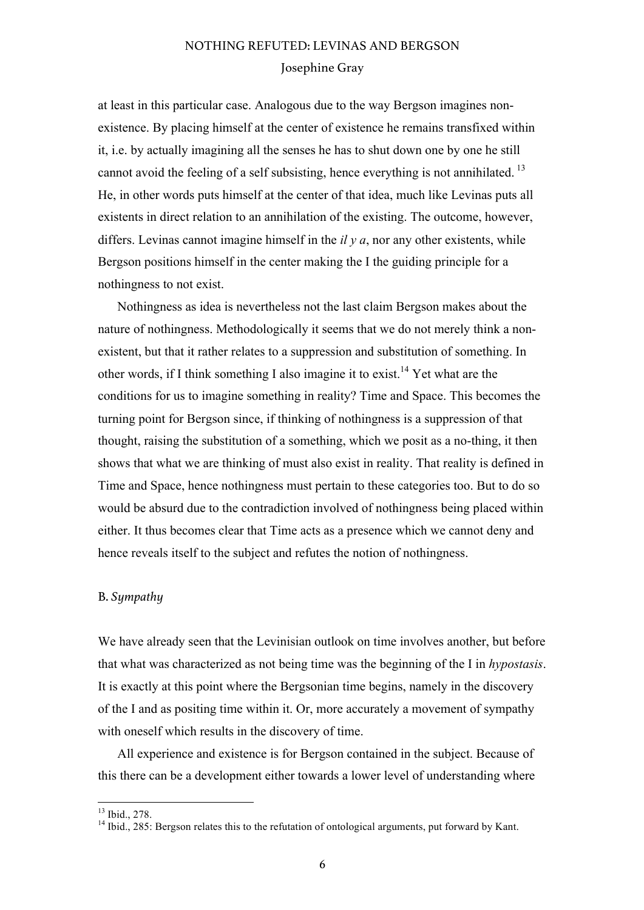at least in this particular case. Analogous due to the way Bergson imagines non-existence. By placing himself at the center of existence he remains transfixed within it, i.e. by actually imagining all the senses he has to shut down one by one he still cannot avoid the feeling of a self subsisting, hence everything is not annihilated. [13] He, in other words puts himself at the center of that idea, much like Levinas puts all existents in direct relation to an annihilation of the existing. The outcome, however, differs. Levinas cannot imagine himself in the *il y a*, nor any other existents, while Bergson positions himself in the center making the I the guiding principle for a nothingness to not exist.

Nothingness as idea is nevertheless not the last claim Bergson makes about the nature of nothingness. Methodologically it seems that we do not merely think a non-existent, but that it rather relates to a suppression and substitution of something. In other words, if I think something I also imagine it to exist.[14] Yet what are the conditions for us to imagine something in reality? Time and Space. This becomes the turning point for Bergson since, if thinking of nothingness is a suppression of that thought, raising the substitution of a something, which we posit as a no-thing, it then shows that what we are thinking of must also exist in reality. That reality is defined in Time and Space, hence nothingness must pertain to these categories too. But to do so would be absurd due to the contradiction involved of nothingness being placed within either. It thus becomes clear that Time acts as a presence which we cannot deny and hence reveals itself to the subject and refutes the notion of nothingness.

### B. *Sympathy*

We have already seen that the Levinisian outlook on time involves another, but before that what was characterized as not being time was the beginning of the I in *hypostasis*. It is exactly at this point where the Bergsonian time begins, namely in the discovery of the I and as positing time within it. Or, more accurately a movement of sympathy with oneself which results in the discovery of time.

All experience and existence is for Bergson contained in the subject. Because of this there can be a development either towards a lower level of understanding where

---

[13] Ibid., 278.

[14] Ibid., 285: Bergson relates this to the refutation of ontological arguments, put forward by Kant.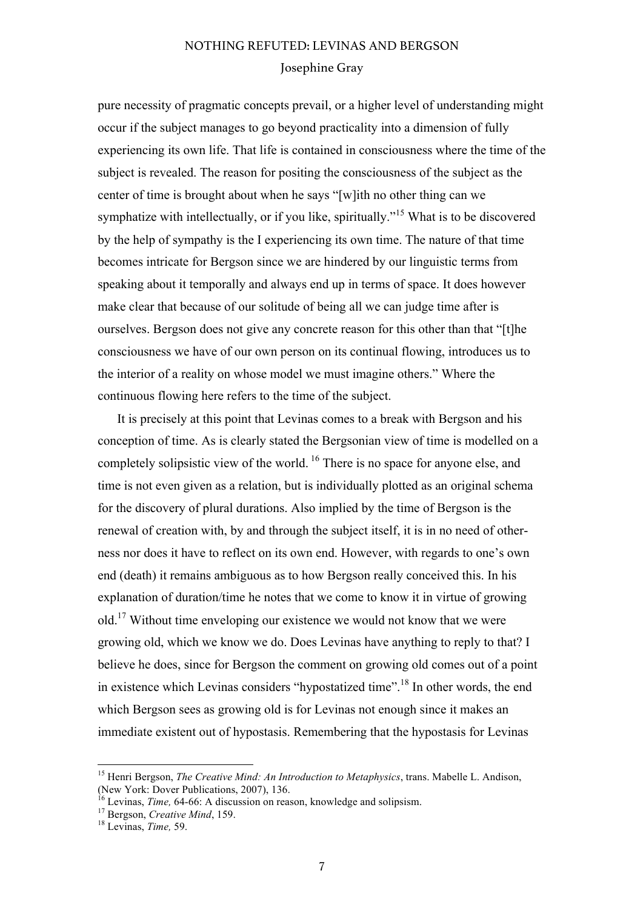pure necessity of pragmatic concepts prevail, or a higher level of understanding might occur if the subject manages to go beyond practicality into a dimension of fully experiencing its own life. That life is contained in consciousness where the time of the subject is revealed. The reason for positing the consciousness of the subject as the center of time is brought about when he says "[w]ith no other thing can we symphatize with intellectually, or if you like, spiritually."[15] What is to be discovered by the help of sympathy is the I experiencing its own time. The nature of that time becomes intricate for Bergson since we are hindered by our linguistic terms from speaking about it temporally and always end up in terms of space. It does however make clear that because of our solitude of being all we can judge time after is ourselves. Bergson does not give any concrete reason for this other than that "[t]he consciousness we have of our own person on its continual flowing, introduces us to the interior of a reality on whose model we must imagine others." Where the continuous flowing here refers to the time of the subject.

It is precisely at this point that Levinas comes to a break with Bergson and his conception of time. As is clearly stated the Bergsonian view of time is modelled on a completely solipsistic view of the world. [16] There is no space for anyone else, and time is not even given as a relation, but is individually plotted as an original schema for the discovery of plural durations. Also implied by the time of Bergson is the renewal of creation with, by and through the subject itself, it is in no need of otherness nor does it have to reflect on its own end. However, with regards to one's own end (death) it remains ambiguous as to how Bergson really conceived this. In his explanation of duration/time he notes that we come to know it in virtue of growing old.[17] Without time enveloping our existence we would not know that we were growing old, which we know we do. Does Levinas have anything to reply to that? I believe he does, since for Bergson the comment on growing old comes out of a point in existence which Levinas considers "hypostatized time".[18] In other words, the end which Bergson sees as growing old is for Levinas not enough since it makes an immediate existent out of hypostasis. Remembering that the hypostasis for Levinas

---

[15] Henri Bergson, *The Creative Mind: An Introduction to Metaphysics*, trans. Mabelle L. Andison, (New York: Dover Publications, 2007), 136.

[16] Levinas, *Time,* 64-66: A discussion on reason, knowledge and solipsism.

[17] Bergson, *Creative Mind*, 159.

[18] Levinas, *Time,* 59.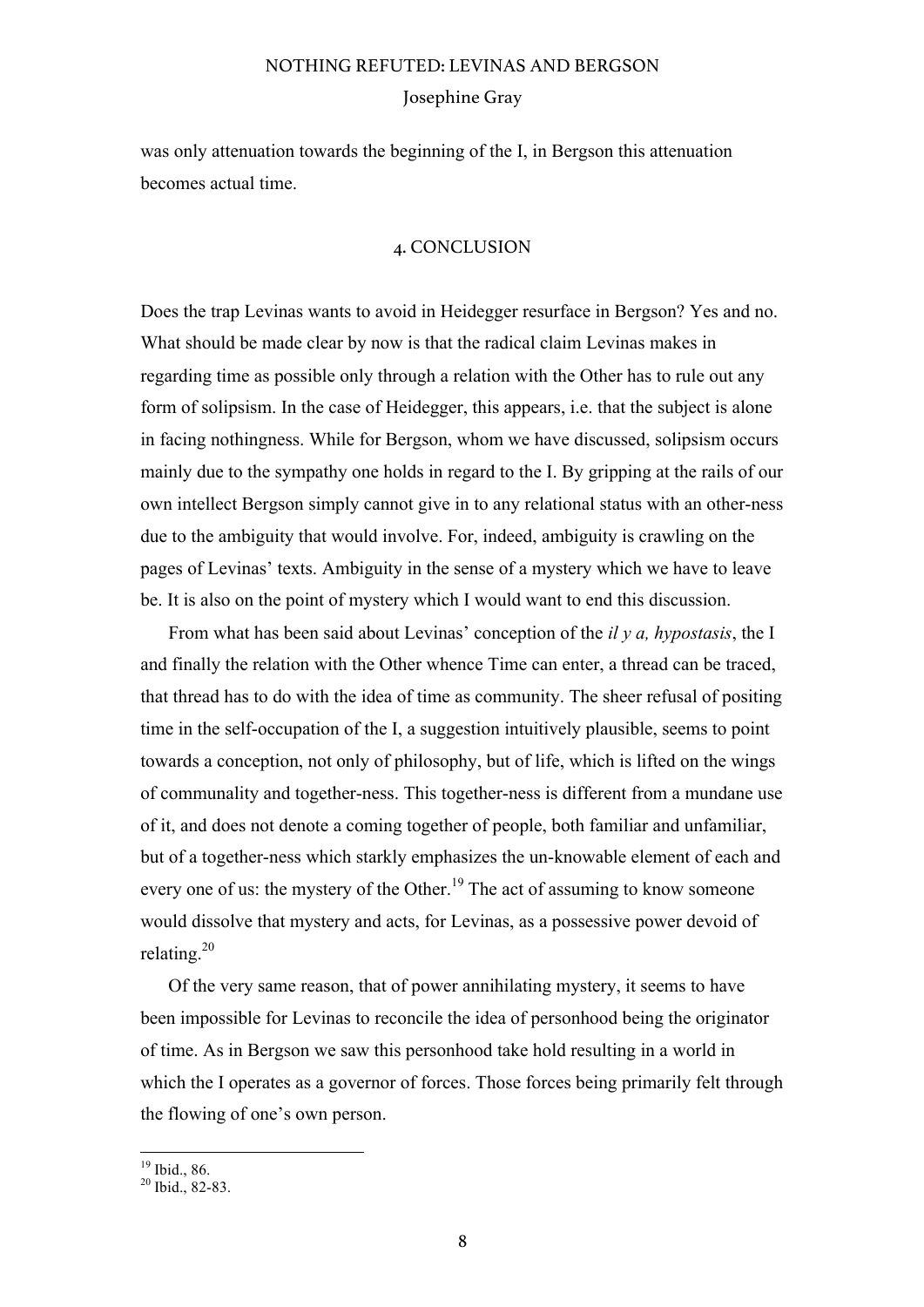was only attenuation towards the beginning of the I, in Bergson this attenuation becomes actual time.

## 4. CONCLUSION

Does the trap Levinas wants to avoid in Heidegger resurface in Bergson? Yes and no. What should be made clear by now is that the radical claim Levinas makes in regarding time as possible only through a relation with the Other has to rule out any form of solipsism. In the case of Heidegger, this appears, i.e. that the subject is alone in facing nothingness. While for Bergson, whom we have discussed, solipsism occurs mainly due to the sympathy one holds in regard to the I. By gripping at the rails of our own intellect Bergson simply cannot give in to any relational status with an other-ness due to the ambiguity that would involve. For, indeed, ambiguity is crawling on the pages of Levinas' texts. Ambiguity in the sense of a mystery which we have to leave be. It is also on the point of mystery which I would want to end this discussion.

From what has been said about Levinas' conception of the *il y a, hypostasis*, the I and finally the relation with the Other whence Time can enter, a thread can be traced, that thread has to do with the idea of time as community. The sheer refusal of positing time in the self-occupation of the I, a suggestion intuitively plausible, seems to point towards a conception, not only of philosophy, but of life, which is lifted on the wings of communality and together-ness. This together-ness is different from a mundane use of it, and does not denote a coming together of people, both familiar and unfamiliar, but of a together-ness which starkly emphasizes the un-knowable element of each and every one of us: the mystery of the Other.[19] The act of assuming to know someone would dissolve that mystery and acts, for Levinas, as a possessive power devoid of relating.[20]

Of the very same reason, that of power annihilating mystery, it seems to have been impossible for Levinas to reconcile the idea of personhood being the originator of time. As in Bergson we saw this personhood take hold resulting in a world in which the I operates as a governor of forces. Those forces being primarily felt through the flowing of one's own person.

---

[19] Ibid., 86.

[20] Ibid., 82-83.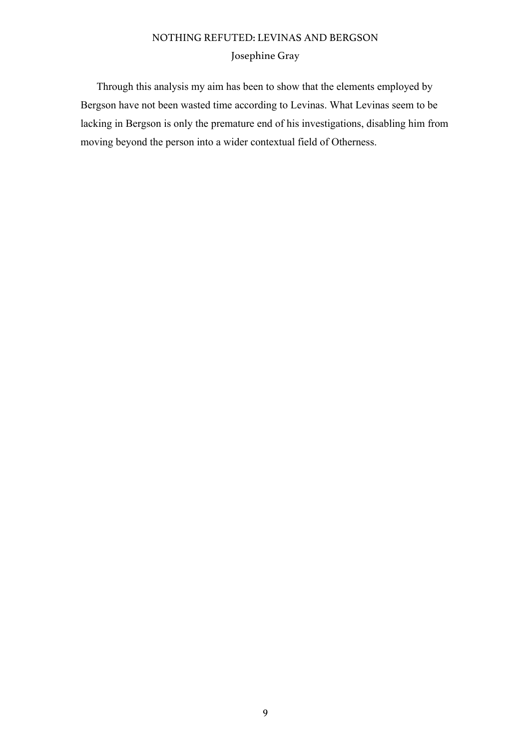Through this analysis my aim has been to show that the elements employed by Bergson have not been wasted time according to Levinas. What Levinas seem to be lacking in Bergson is only the premature end of his investigations, disabling him from moving beyond the person into a wider contextual field of Otherness.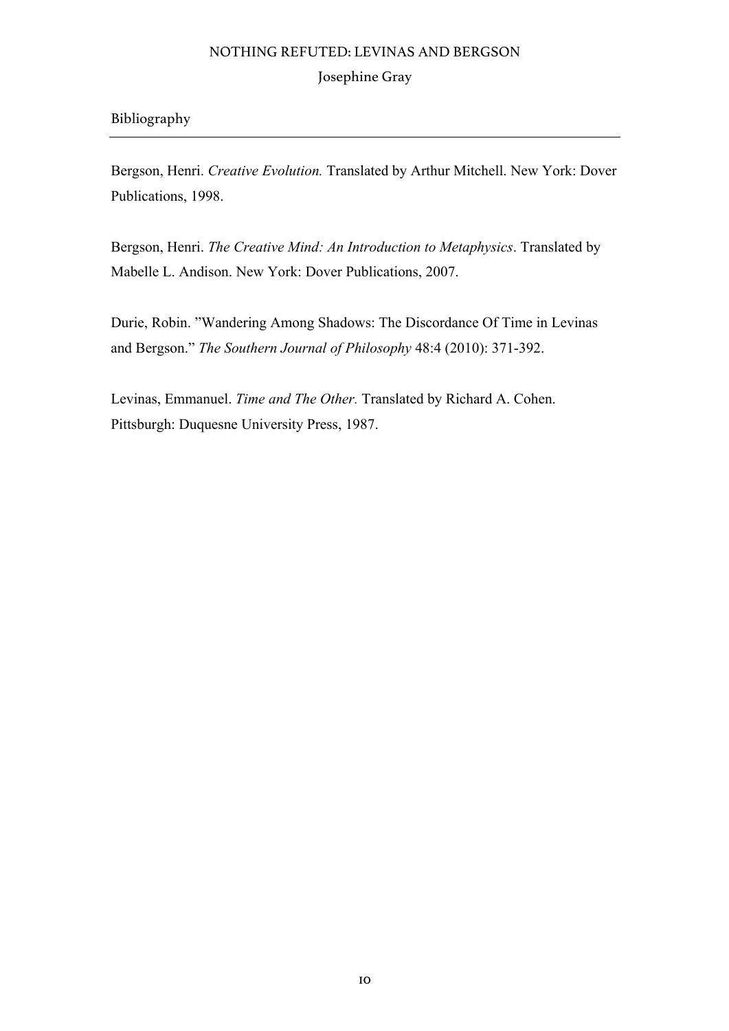## Bibliography

Bergson, Henri. *Creative Evolution.* Translated by Arthur Mitchell. New York: Dover Publications, 1998.

Bergson, Henri. *The Creative Mind: An Introduction to Metaphysics*. Translated by Mabelle L. Andison. New York: Dover Publications, 2007.

Durie, Robin. ”Wandering Among Shadows: The Discordance Of Time in Levinas and Bergson.” *The Southern Journal of Philosophy* 48:4 (2010): 371-392.

Levinas, Emmanuel. *Time and The Other.* Translated by Richard A. Cohen. Pittsburgh: Duquesne University Press, 1987.